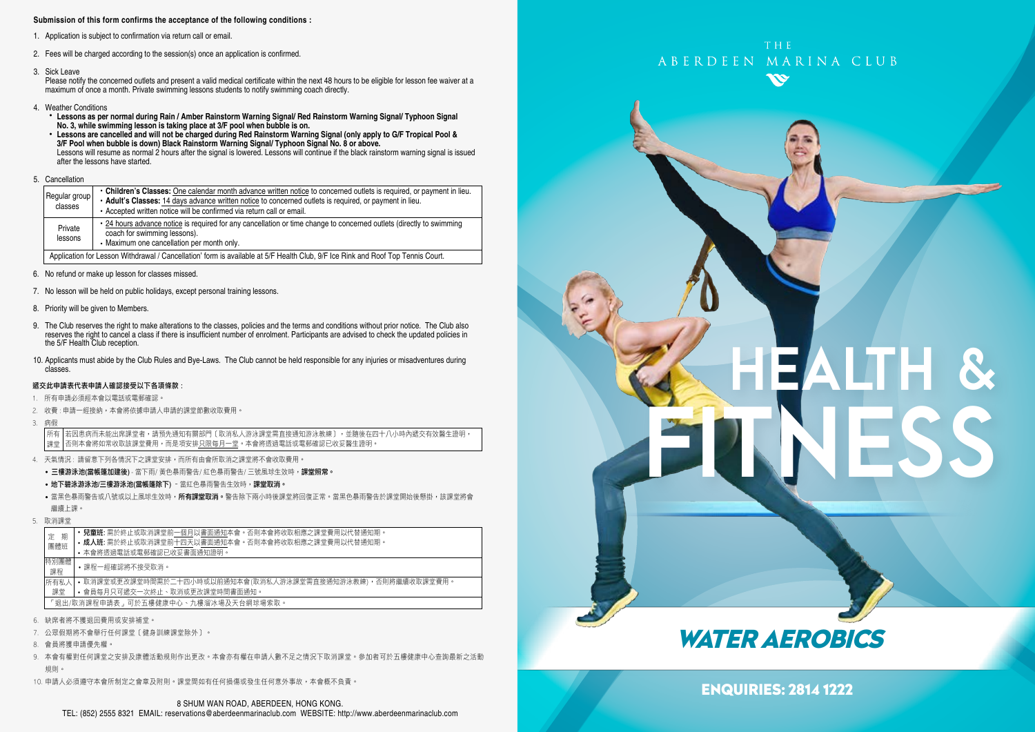**Submission of this form confirms the acceptance of the following conditions :**

1. Application is subject to confirmation via return call or email.
2. Fees will be charged according to the session(s) once an application is confirmed.
3. Sick Leave
   Please notify the concerned outlets and present a valid medical certificate within the next 48 hours to be eligible for lesson fee waiver at a maximum of once a month. Private swimming lessons students to notify swimming coach directly.
4. Weather Conditions
   - **Lessons as per normal during Rain / Amber Rainstorm Warning Signal/ Red Rainstorm Warning Signal/ Typhoon Signal No. 3, while swimming lesson is taking place at 3/F pool when bubble is on.**
   - **Lessons are cancelled and will not be charged during Red Rainstorm Warning Signal (only apply to G/F Tropical Pool & 3/F Pool when bubble is down) Black Rainstorm Warning Signal/ Typhoon Signal No. 8 or above.**
   Lessons will resume as normal 2 hours after the signal is lowered. Lessons will continue if the black rainstorm warning signal is issued after the lessons have started.
5. Cancellation

| | |
|---|---|
| Regular group classes | • **Children's Classes:** One calendar month advance written notice to concerned outlets is required, or payment in lieu.<br>• **Adult's Classes:** 14 days advance written notice to concerned outlets is required, or payment in lieu.<br>• Accepted written notice will be confirmed via return call or email. |
| Private lessons | • 24 hours advance notice is required for any cancellation or time change to concerned outlets (directly to swimming coach for swimming lessons).<br>• Maximum one cancellation per month only. |
| Application for Lesson Withdrawal / Cancellation' form is available at 5/F Health Club, 9/F Ice Rink and Roof Top Tennis Court. | |

6. No refund or make up lesson for classes missed.
7. No lesson will be held on public holidays, except personal training lessons.
8. Priority will be given to Members.
9. The Club reserves the right to make alterations to the classes, policies and the terms and conditions without prior notice. The Club also reserves the right to cancel a class if there is insufficient number of enrolment. Participants are advised to check the updated policies in the 5/F Health Club reception.
10. Applicants must abide by the Club Rules and Bye-Laws. The Club cannot be held responsible for any injuries or misadventures during classes.

**遞交此申請表代表申請人確認接受以下各項條款：**

1. 所有申請必須經本會以電話或電郵確認。
2. 收費：申請一經接納，本會將依據申請人申請的課堂節數收取費用。
3. 病假

| | |
|---|---|
| 所有課堂 | 若因患病而未能出席課堂者，請預先通知有關部門（取消私人游泳課堂需直接通知游泳教練），並隨後在四十八小時內遞交有效醫生證明，否則本會將如常收取該課堂費用，而是項安排只限每月一堂。本會將透過電話或電郵確認已收妥醫生證明。 |

4. 天氣情況：請留意下列各情況下之課堂安排，而所有由會所取消之課堂將不會收取費用。
   - **三樓游泳池(當帳篷加建後)** - 當下雨/ 黃色暴雨警告/ 紅色暴雨警告/ 三號風球生效時，**課堂照常。**
   - **地下碧泳游泳池/三樓游泳池(當帳篷除下)** - 當紅色暴雨警告生效時，**課堂取消。**
   - 當黑色暴雨警告或八號或以上風球生效時，**所有課堂取消。**警告除下兩小時後課堂將回復正常。當黑色暴雨警告於課堂開始後懸掛，該課堂將會繼續上課。
5. 取消課堂

| | |
|---|---|
| 定期團體班 | • **兒童班:** 需於終止或取消課堂前一個月以書面通知本會。否則本會將收取相應之課堂費用以代替通知期。<br>• **成人班:** 需於終止或取消課堂前十四天以書面通知本會。否則本會將收取相應之課堂費用以代替通知期。<br>• 本會將透過電話或電郵確認已收妥書面通知證明。 |
| 特別團體課程 | • 課程一經確認將不接受取消。 |
| 所有私人課堂 | • 取消課堂或更改課堂時間需於二十四小時或以前通知本會(取消私人游泳課堂需直接通知游泳教練)，否則將繼續收取課堂費用。<br>• 會員每月只可遞交一次終止、取消或更改課堂時間書面通知。 |
| 「退出/取消課程申請表」可於五樓健康中心、九樓溜冰場及天台網球場索取。 | |

6. 缺席者將不獲退回費用或安排補堂。
7. 公眾假期將不會舉行任何課堂（健身訓練課堂除外）。
8. 會員將獲申請優先權。
9. 本會有權對任何課堂之安排及康體活動規則作出更改。本會亦有權在申請人數不足之情況下取消課堂。參加者可於五樓健康中心查詢最新之活動規則。
10. 申請人必須遵守本會所制定之會章及附則。課堂間如有任何損傷或發生任何意外事故，本會概不負責。

8 SHUM WAN ROAD, ABERDEEN, HONG KONG.
TEL: (852) 2555 8321 EMAIL: reservations@aberdeenmarinaclub.com WEBSITE: http://www.aberdeenmarinaclub.com

THE ABERDEEN MARINA CLUB

# HEALTH & FITNESS

## WATER AEROBICS

**ENQUIRIES: 2814 1222**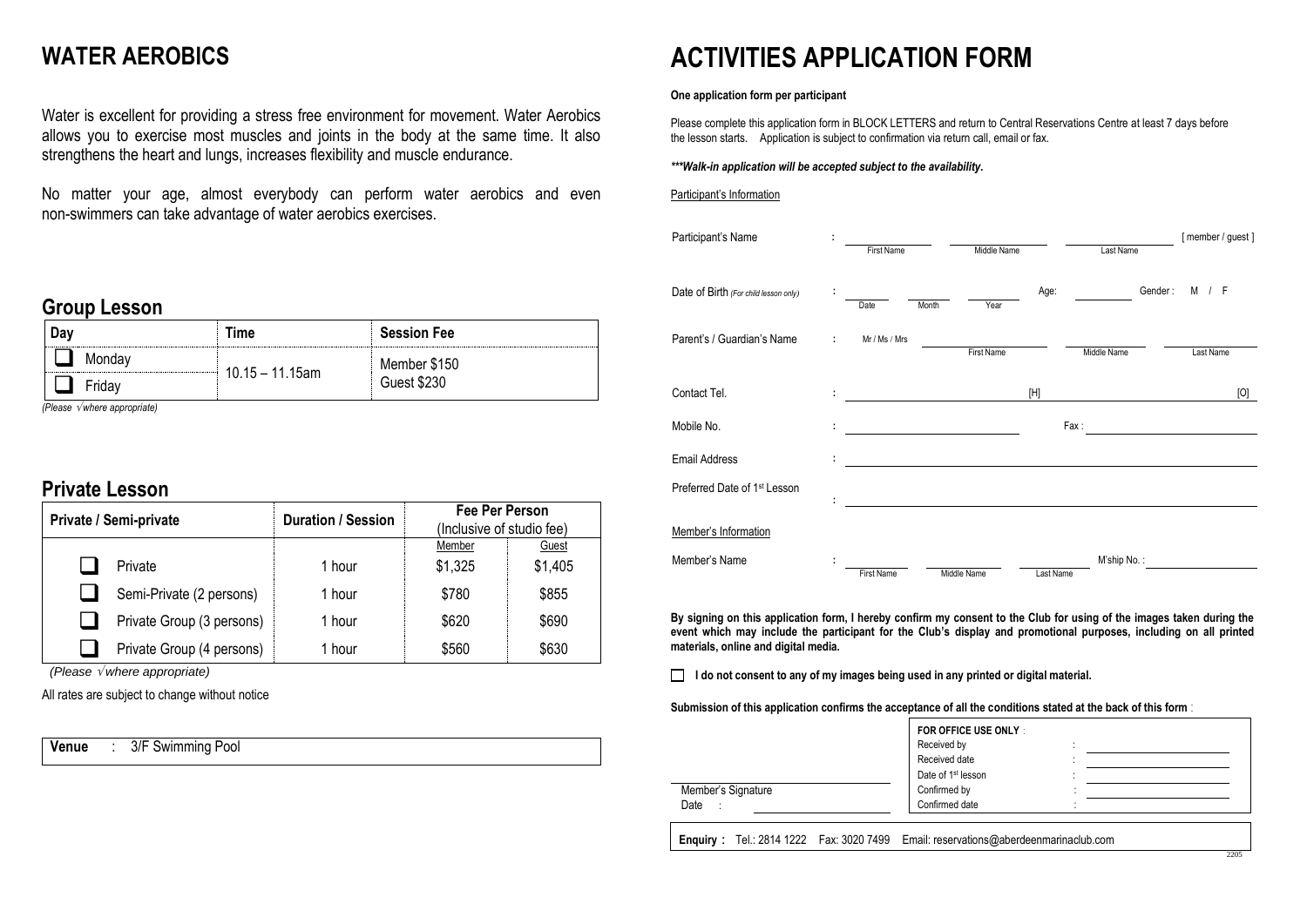# WATER AEROBICS

Water is excellent for providing a stress free environment for movement. Water Aerobics allows you to exercise most muscles and joints in the body at the same time. It also strengthens the heart and lungs, increases flexibility and muscle endurance.

No matter your age, almost everybody can perform water aerobics and even non-swimmers can take advantage of water aerobics exercises.

## Group Lesson

| Day | Time | Session Fee |
|---|---|---|
| ☐ Monday | 10.15 – 11.15am | Member $150 |
| ☐ Friday | | Guest $230 |

*(Please √ where appropriate)*

## Private Lesson

| Private / Semi-private | Duration / Session | Fee Per Person (Inclusive of studio fee) | |
|---|---|---|---|
| | | Member | Guest |
| ☐ Private | 1 hour | $1,325 | $1,405 |
| ☐ Semi-Private (2 persons) | 1 hour | $780 | $855 |
| ☐ Private Group (3 persons) | 1 hour | $620 | $690 |
| ☐ Private Group (4 persons) | 1 hour | $560 | $630 |

*(Please √ where appropriate)*

All rates are subject to change without notice

**Venue** : 3/F Swimming Pool

# ACTIVITIES APPLICATION FORM

**One application form per participant**

Please complete this application form in BLOCK LETTERS and return to Central Reservations Centre at least 7 days before the lesson starts. Application is subject to confirmation via return call, email or fax.

***\*\*\*Walk-in application will be accepted subject to the availability.***

Participant's Information

Participant's Name : ____________ First Name ____________ Middle Name ____________ Last Name [ member / guest ]

Date of Birth *(For child lesson only)* : ______ Date ______ Month ______ Year Age: ______ Gender : M / F

Parent's / Guardian's Name : Mr / Ms / Mrs ____________ First Name ____________ Middle Name ____________ Last Name

Contact Tel. : ____________ [H] ____________ [O]

Mobile No. : ____________ Fax : ____________

Email Address : ____________

Preferred Date of 1st Lesson : ____________

Member's Information

Member's Name : ____________ First Name ____________ Middle Name ____________ Last Name M'ship No. : ____________

**By signing on this application form, I hereby confirm my consent to the Club for using of the images taken during the event which may include the participant for the Club's display and promotional purposes, including on all printed materials, online and digital media.**

☐ **I do not consent to any of my images being used in any printed or digital material.**

**Submission of this application confirms the acceptance of all the conditions stated at the back of this form** :

____________
Member's Signature
Date : ____________

**FOR OFFICE USE ONLY** :
Received by : ____________
Received date : ____________
Date of 1st lesson : ____________
Confirmed by : ____________
Confirmed date : ____________

**Enquiry :** Tel.: 2814 1222 Fax: 3020 7499 Email: reservations@aberdeenmarinaclub.com

2205